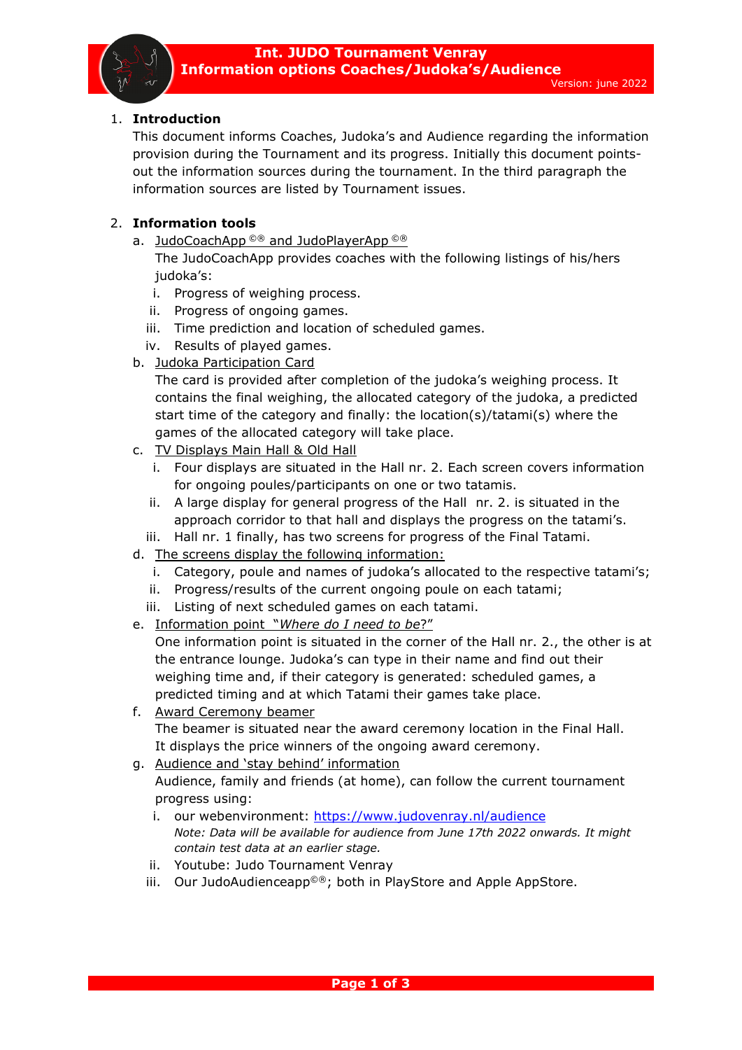# Int. JUDO Tournament Venray
## Information options Coaches/Judoka's/Audience

Version: june 2022

1. **Introduction**

   This document informs Coaches, Judoka's and Audience regarding the information provision during the Tournament and its progress. Initially this document points-out the information sources during the tournament. In the third paragraph the information sources are listed by Tournament issues.

2. **Information tools**

   a. JudoCoachApp ©® and JudoPlayerApp ©®

      The JudoCoachApp provides coaches with the following listings of his/hers judoka's:

      i. Progress of weighing process.
      ii. Progress of ongoing games.
      iii. Time prediction and location of scheduled games.
      iv. Results of played games.

   b. Judoka Participation Card

      The card is provided after completion of the judoka's weighing process. It contains the final weighing, the allocated category of the judoka, a predicted start time of the category and finally: the location(s)/tatami(s) where the games of the allocated category will take place.

   c. TV Displays Main Hall & Old Hall

      i. Four displays are situated in the Hall nr. 2. Each screen covers information for ongoing poules/participants on one or two tatamis.
      ii. A large display for general progress of the Hall nr. 2. is situated in the approach corridor to that hall and displays the progress on the tatami's.
      iii. Hall nr. 1 finally, has two screens for progress of the Final Tatami.

   d. The screens display the following information:

      i. Category, poule and names of judoka's allocated to the respective tatami's;
      ii. Progress/results of the current ongoing poule on each tatami;
      iii. Listing of next scheduled games on each tatami.

   e. Information point "*Where do I need to be*?"

      One information point is situated in the corner of the Hall nr. 2., the other is at the entrance lounge. Judoka's can type in their name and find out their weighing time and, if their category is generated: scheduled games, a predicted timing and at which Tatami their games take place.

   f. Award Ceremony beamer

      The beamer is situated near the award ceremony location in the Final Hall. It displays the price winners of the ongoing award ceremony.

   g. Audience and 'stay behind' information

      Audience, family and friends (at home), can follow the current tournament progress using:

      i. our webenvironment: https://www.judovenray.nl/audience
         *Note: Data will be available for audience from June 17th 2022 onwards. It might contain test data at an earlier stage.*
      ii. Youtube: Judo Tournament Venray
      iii. Our JudoAudienceapp©®; both in PlayStore and Apple AppStore.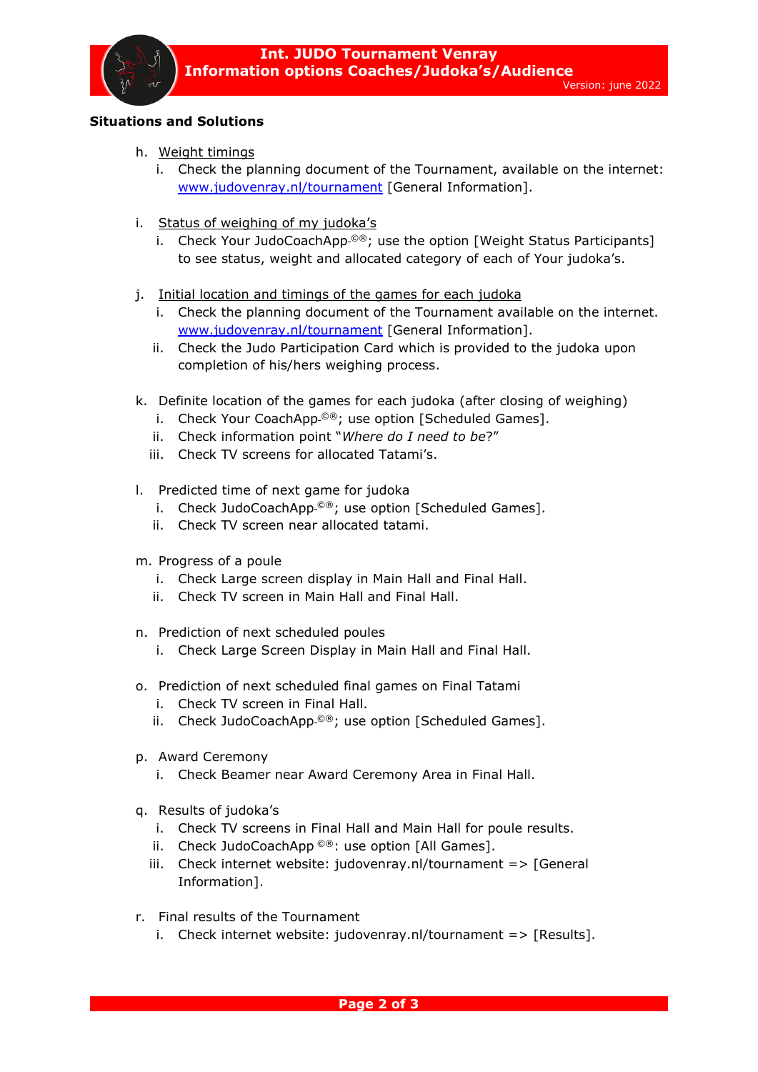**Situations and Solutions**

h. <u>Weight timings</u>
   i. Check the planning document of the Tournament, available on the internet: [www.judovenray.nl/tournament](http://www.judovenray.nl/tournament) [General Information].

i. <u>Status of weighing of my judoka's</u>
   i. Check Your JudoCoachApp-©®; use the option [Weight Status Participants] to see status, weight and allocated category of each of Your judoka's.

j. <u>Initial location and timings of the games for each judoka</u>
   i. Check the planning document of the Tournament available on the internet. [www.judovenray.nl/tournament](http://www.judovenray.nl/tournament) [General Information].
   ii. Check the Judo Participation Card which is provided to the judoka upon completion of his/hers weighing process.

k. Definite location of the games for each judoka (after closing of weighing)
   i. Check Your CoachApp-©®; use option [Scheduled Games].
   ii. Check information point "*Where do I need to be*?"
   iii. Check TV screens for allocated Tatami's.

l. Predicted time of next game for judoka
   i. Check JudoCoachApp-©®; use option [Scheduled Games].
   ii. Check TV screen near allocated tatami.

m. Progress of a poule
   i. Check Large screen display in Main Hall and Final Hall.
   ii. Check TV screen in Main Hall and Final Hall.

n. Prediction of next scheduled poules
   i. Check Large Screen Display in Main Hall and Final Hall.

o. Prediction of next scheduled final games on Final Tatami
   i. Check TV screen in Final Hall.
   ii. Check JudoCoachApp-©®; use option [Scheduled Games].

p. Award Ceremony
   i. Check Beamer near Award Ceremony Area in Final Hall.

q. Results of judoka's
   i. Check TV screens in Final Hall and Main Hall for poule results.
   ii. Check JudoCoachApp ©®: use option [All Games].
   iii. Check internet website: judovenray.nl/tournament => [General Information].

r. Final results of the Tournament
   i. Check internet website: judovenray.nl/tournament => [Results].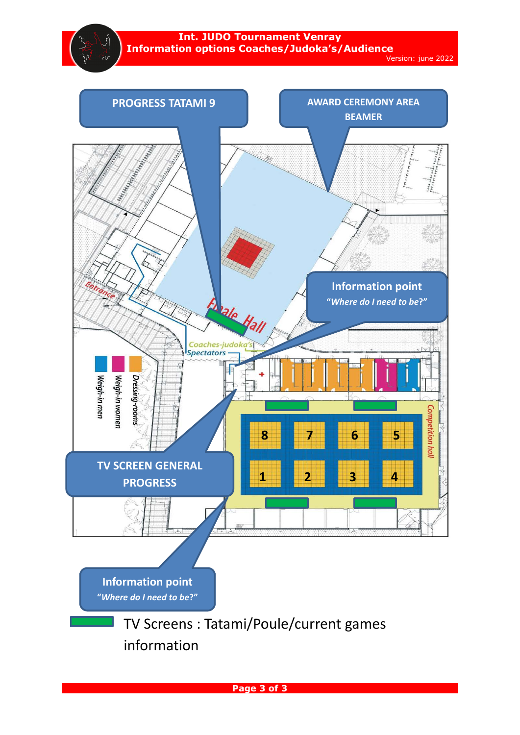PROGRESS TATAMI 9

AWARD CEREMONY AREA
BEAMER

Entrance

Finale Hall

Information point
*"Where do I need to be?"*

Coaches-judoka's
Spectators

Weigh-in men

Weigh-in women

Dressing-rooms

Competition hall

8 7 6 5

1 2 3 4

TV SCREEN GENERAL PROGRESS

Information point
*"Where do I need to be?"*

TV Screens : Tatami/Poule/current games information